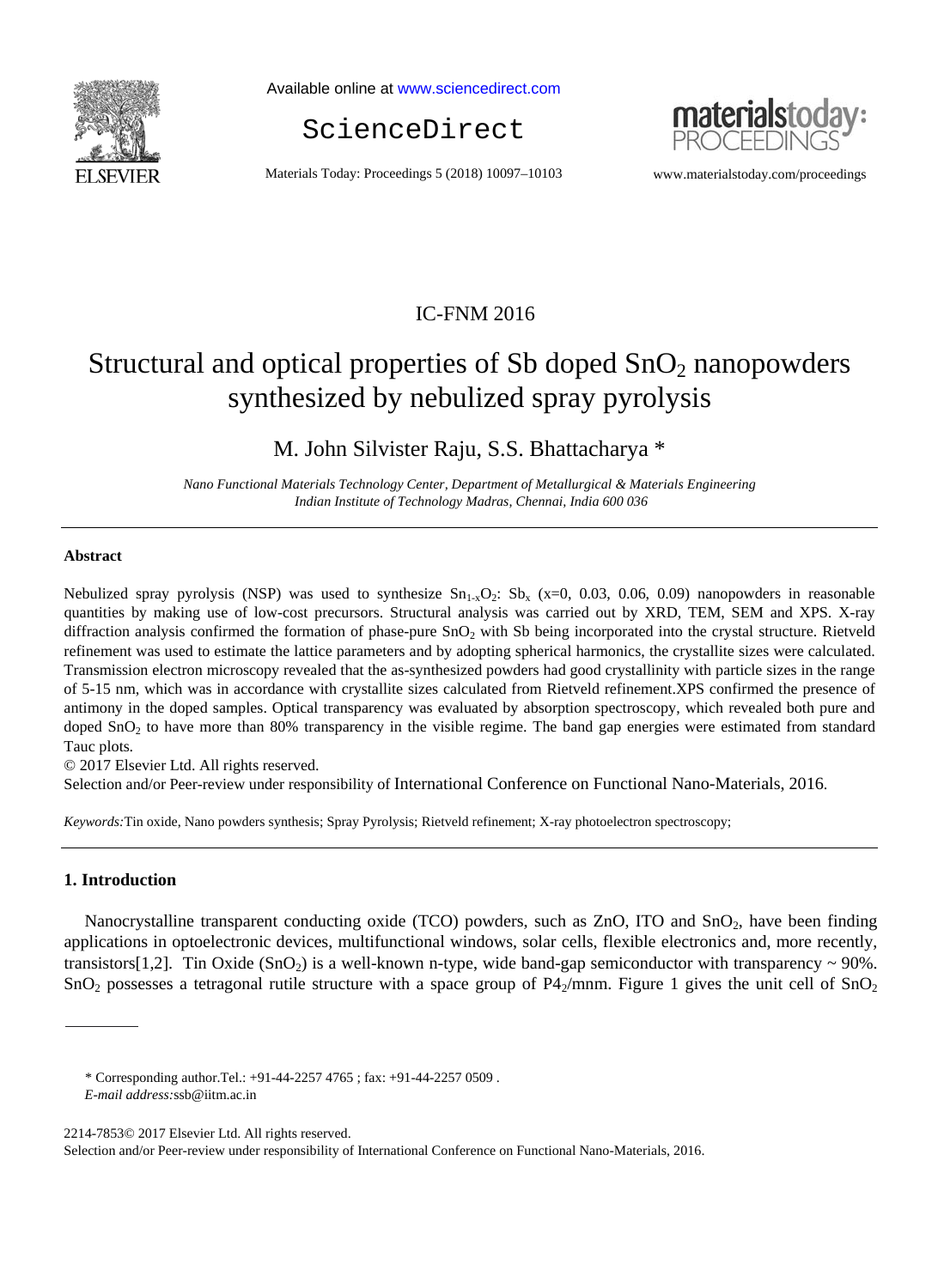IC-FNM 2016

# Structural and optical properties of Sb doped $SnO_2$ nanopowders synthesized by nebulized spray pyrolysis

M. John Silvister Raju, S.S. Bhattacharya *

*Nano Functional Materials Technology Center, Department of Metallurgical & Materials Engineering Indian Institute of Technology Madras, Chennai, India 600 036*

---

## Abstract

Nebulized spray pyrolysis (NSP) was used to synthesize $Sn_{1-x}O_2$: $Sb_x$ (x=0, 0.03, 0.06, 0.09) nanopowders in reasonable quantities by making use of low-cost precursors. Structural analysis was carried out by XRD, TEM, SEM and XPS. X-ray diffraction analysis confirmed the formation of phase-pure $SnO_2$ with Sb being incorporated into the crystal structure. Rietveld refinement was used to estimate the lattice parameters and by adopting spherical harmonics, the crystallite sizes were calculated. Transmission electron microscopy revealed that the as-synthesized powders had good crystallinity with particle sizes in the range of 5-15 nm, which was in accordance with crystallite sizes calculated from Rietveld refinement.XPS confirmed the presence of antimony in the doped samples. Optical transparency was evaluated by absorption spectroscopy, which revealed both pure and doped $SnO_2$ to have more than 80% transparency in the visible regime. The band gap energies were estimated from standard Tauc plots.

© 2017 Elsevier Ltd. All rights reserved.

Selection and/or Peer-review under responsibility of International Conference on Functional Nano-Materials, 2016.

*Keywords:* Tin oxide, Nano powders synthesis; Spray Pyrolysis; Rietveld refinement; X-ray photoelectron spectroscopy;

---

## 1. Introduction

Nanocrystalline transparent conducting oxide (TCO) powders, such as ZnO, ITO and $SnO_2$, have been finding applications in optoelectronic devices, multifunctional windows, solar cells, flexible electronics and, more recently, transistors[1,2]. Tin Oxide ($SnO_2$) is a well-known n-type, wide band-gap semiconductor with transparency ~ 90%. $SnO_2$ possesses a tetragonal rutile structure with a space group of $P4_2/mnm$. Figure 1 gives the unit cell of $SnO_2$

* Corresponding author.Tel.: +91-44-2257 4765 ; fax: +91-44-2257 0509 .
*E-mail address:*ssb@iitm.ac.in

2214-7853© 2017 Elsevier Ltd. All rights reserved.
Selection and/or Peer-review under responsibility of International Conference on Functional Nano-Materials, 2016.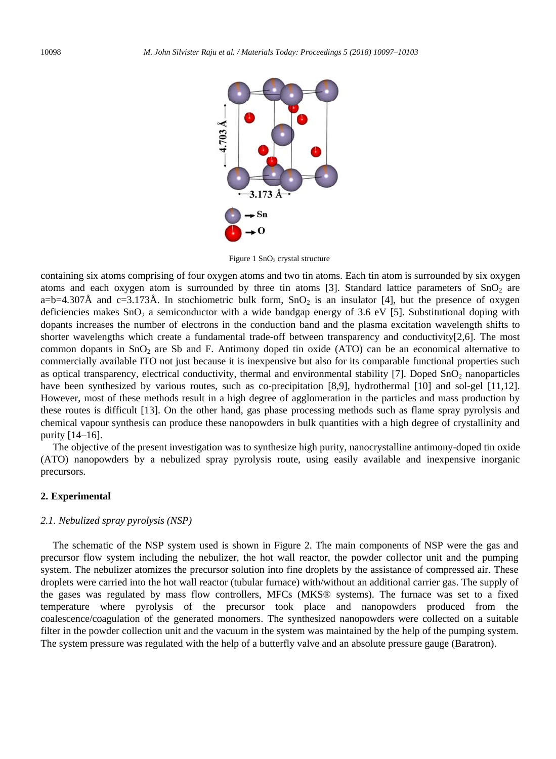Figure 1 $SnO_2$ crystal structure

containing six atoms comprising of four oxygen atoms and two tin atoms. Each tin atom is surrounded by six oxygen atoms and each oxygen atom is surrounded by three tin atoms [3]. Standard lattice parameters of $SnO_2$ are a=b=4.307Å and c=3.173Å. In stochiometric bulk form, $SnO_2$ is an insulator [4], but the presence of oxygen deficiencies makes $SnO_2$ a semiconductor with a wide bandgap energy of 3.6 eV [5]. Substitutional doping with dopants increases the number of electrons in the conduction band and the plasma excitation wavelength shifts to shorter wavelengths which create a fundamental trade-off between transparency and conductivity[2,6]. The most common dopants in $SnO_2$ are Sb and F. Antimony doped tin oxide (ATO) can be an economical alternative to commercially available ITO not just because it is inexpensive but also for its comparable functional properties such as optical transparency, electrical conductivity, thermal and environmental stability [7]. Doped $SnO_2$ nanoparticles have been synthesized by various routes, such as co-precipitation [8,9], hydrothermal [10] and sol-gel [11,12]. However, most of these methods result in a high degree of agglomeration in the particles and mass production by these routes is difficult [13]. On the other hand, gas phase processing methods such as flame spray pyrolysis and chemical vapour synthesis can produce these nanopowders in bulk quantities with a high degree of crystallinity and purity [14–16].

The objective of the present investigation was to synthesize high purity, nanocrystalline antimony-doped tin oxide (ATO) nanopowders by a nebulized spray pyrolysis route, using easily available and inexpensive inorganic precursors.

## 2. Experimental

### *2.1. Nebulized spray pyrolysis (NSP)*

The schematic of the NSP system used is shown in Figure 2. The main components of NSP were the gas and precursor flow system including the nebulizer, the hot wall reactor, the powder collector unit and the pumping system. The nebulizer atomizes the precursor solution into fine droplets by the assistance of compressed air. These droplets were carried into the hot wall reactor (tubular furnace) with/without an additional carrier gas. The supply of the gases was regulated by mass flow controllers, MFCs (MKS® systems). The furnace was set to a fixed temperature where pyrolysis of the precursor took place and nanopowders produced from the coalescence/coagulation of the generated monomers. The synthesized nanopowders were collected on a suitable filter in the powder collection unit and the vacuum in the system was maintained by the help of the pumping system. The system pressure was regulated with the help of a butterfly valve and an absolute pressure gauge (Baratron).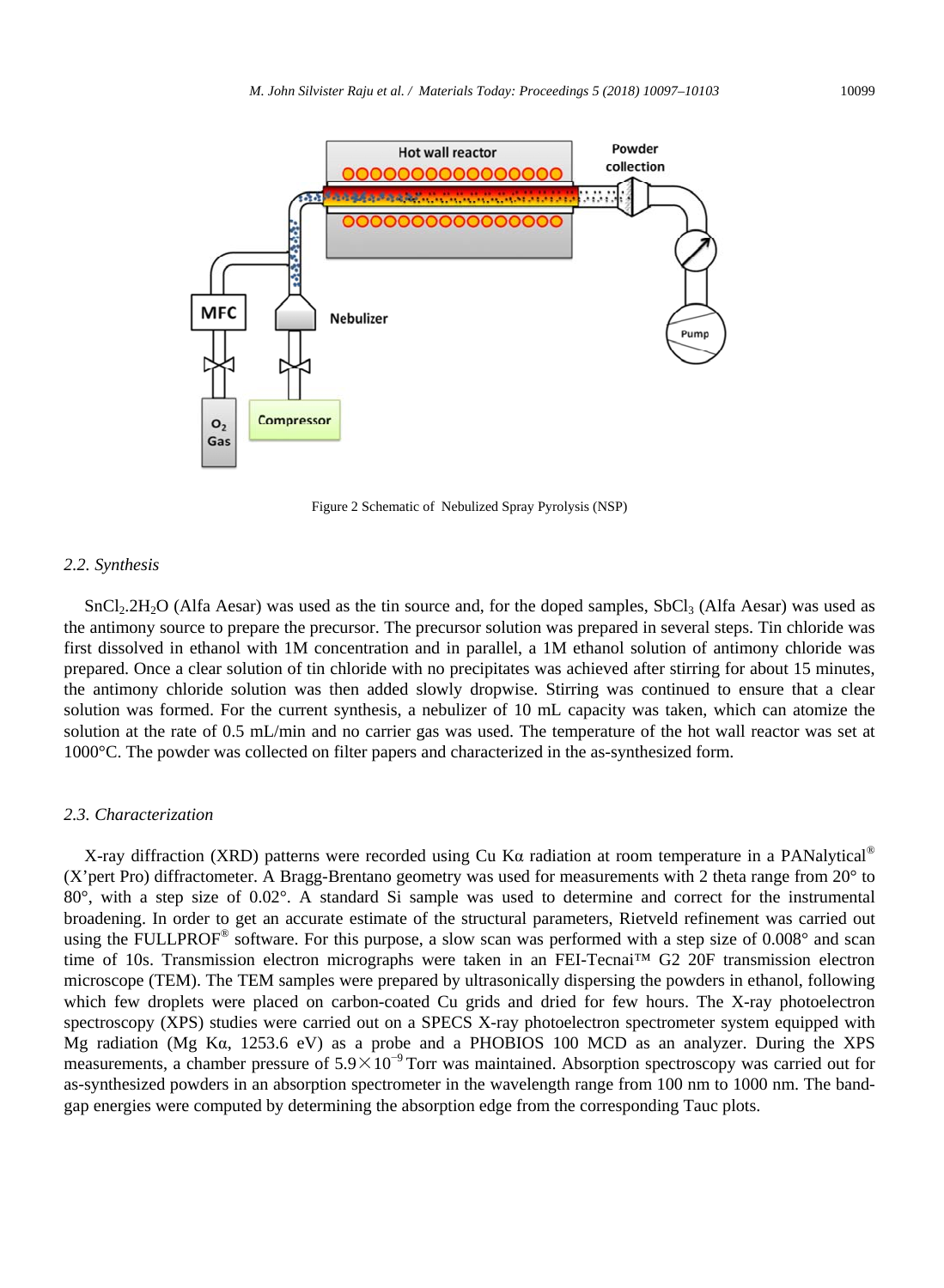Figure 2 Schematic of Nebulized Spray Pyrolysis (NSP)

### 2.2. Synthesis

$SnCl_2.2H_2O$ (Alfa Aesar) was used as the tin source and, for the doped samples, $SbCl_3$ (Alfa Aesar) was used as the antimony source to prepare the precursor. The precursor solution was prepared in several steps. Tin chloride was first dissolved in ethanol with 1M concentration and in parallel, a 1M ethanol solution of antimony chloride was prepared. Once a clear solution of tin chloride with no precipitates was achieved after stirring for about 15 minutes, the antimony chloride solution was then added slowly dropwise. Stirring was continued to ensure that a clear solution was formed. For the current synthesis, a nebulizer of 10 mL capacity was taken, which can atomize the solution at the rate of 0.5 mL/min and no carrier gas was used. The temperature of the hot wall reactor was set at 1000°C. The powder was collected on filter papers and characterized in the as-synthesized form.

### 2.3. Characterization

X-ray diffraction (XRD) patterns were recorded using Cu Kα radiation at room temperature in a PANalytical® (X'pert Pro) diffractometer. A Bragg-Brentano geometry was used for measurements with 2 theta range from 20° to 80°, with a step size of 0.02°. A standard Si sample was used to determine and correct for the instrumental broadening. In order to get an accurate estimate of the structural parameters, Rietveld refinement was carried out using the FULLPROF® software. For this purpose, a slow scan was performed with a step size of 0.008° and scan time of 10s. Transmission electron micrographs were taken in an FEI-Tecnai™ G2 20F transmission electron microscope (TEM). The TEM samples were prepared by ultrasonically dispersing the powders in ethanol, following which few droplets were placed on carbon-coated Cu grids and dried for few hours. The X-ray photoelectron spectroscopy (XPS) studies were carried out on a SPECS X-ray photoelectron spectrometer system equipped with Mg radiation (Mg Kα, 1253.6 eV) as a probe and a PHOBIOS 100 MCD as an analyzer. During the XPS measurements, a chamber pressure of $5.9\times10^{-9}$ Torr was maintained. Absorption spectroscopy was carried out for as-synthesized powders in an absorption spectrometer in the wavelength range from 100 nm to 1000 nm. The band-gap energies were computed by determining the absorption edge from the corresponding Tauc plots.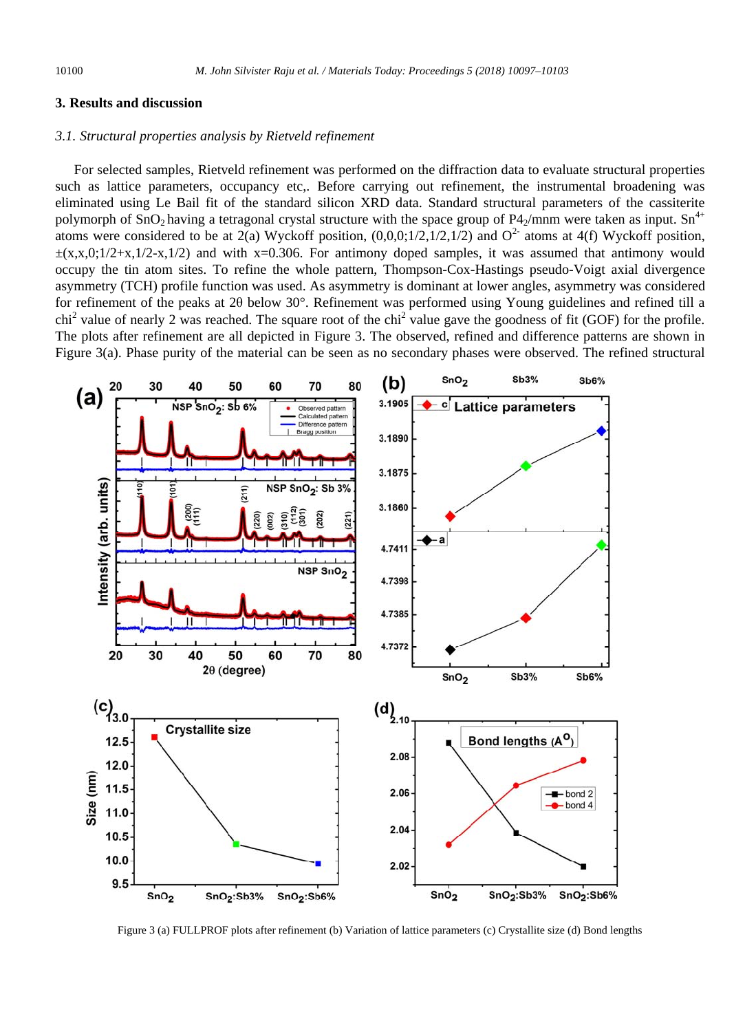## 3. Results and discussion

### *3.1. Structural properties analysis by Rietveld refinement*

For selected samples, Rietveld refinement was performed on the diffraction data to evaluate structural properties such as lattice parameters, occupancy etc,. Before carrying out refinement, the instrumental broadening was eliminated using Le Bail fit of the standard silicon XRD data. Standard structural parameters of the cassiterite polymorph of $SnO_2$ having a tetragonal crystal structure with the space group of $P4_2/mnm$ were taken as input. $Sn^{4+}$ atoms were considered to be at 2(a) Wyckoff position, (0,0,0;1/2,1/2,1/2) and $O^{2-}$ atoms at 4(f) Wyckoff position, ±(x,x,0;1/2+x,1/2-x,1/2) and with x=0.306. For antimony doped samples, it was assumed that antimony would occupy the tin atom sites. To refine the whole pattern, Thompson-Cox-Hastings pseudo-Voigt axial divergence asymmetry (TCH) profile function was used. As asymmetry is dominant at lower angles, asymmetry was considered for refinement of the peaks at 2θ below 30°. Refinement was performed using Young guidelines and refined till a $chi^2$ value of nearly 2 was reached. The square root of the $chi^2$ value gave the goodness of fit (GOF) for the profile. The plots after refinement are all depicted in Figure 3. The observed, refined and difference patterns are shown in Figure 3(a). Phase purity of the material can be seen as no secondary phases were observed. The refined structural

Figure 3 (a) FULLPROF plots after refinement (b) Variation of lattice parameters (c) Crystallite size (d) Bond lengths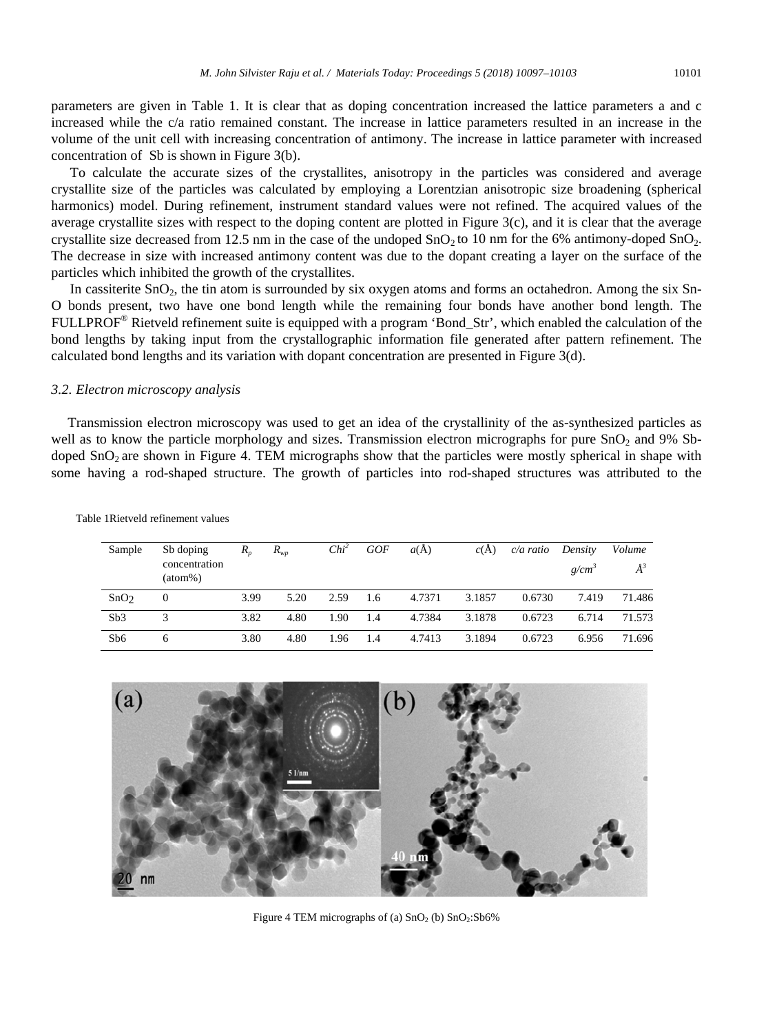parameters are given in Table 1. It is clear that as doping concentration increased the lattice parameters a and c increased while the c/a ratio remained constant. The increase in lattice parameters resulted in an increase in the volume of the unit cell with increasing concentration of antimony. The increase in lattice parameter with increased concentration of Sb is shown in Figure 3(b).

To calculate the accurate sizes of the crystallites, anisotropy in the particles was considered and average crystallite size of the particles was calculated by employing a Lorentzian anisotropic size broadening (spherical harmonics) model. During refinement, instrument standard values were not refined. The acquired values of the average crystallite sizes with respect to the doping content are plotted in Figure 3(c), and it is clear that the average crystallite size decreased from 12.5 nm in the case of the undoped $SnO_2$ to 10 nm for the 6% antimony-doped $SnO_2$. The decrease in size with increased antimony content was due to the dopant creating a layer on the surface of the particles which inhibited the growth of the crystallites.

In cassiterite $SnO_2$, the tin atom is surrounded by six oxygen atoms and forms an octahedron. Among the six Sn-O bonds present, two have one bond length while the remaining four bonds have another bond length. The FULLPROF® Rietveld refinement suite is equipped with a program 'Bond_Str', which enabled the calculation of the bond lengths by taking input from the crystallographic information file generated after pattern refinement. The calculated bond lengths and its variation with dopant concentration are presented in Figure 3(d).

### *3.2. Electron microscopy analysis*

Transmission electron microscopy was used to get an idea of the crystallinity of the as-synthesized particles as well as to know the particle morphology and sizes. Transmission electron micrographs for pure $SnO_2$ and 9% Sb-doped $SnO_2$ are shown in Figure 4. TEM micrographs show that the particles were mostly spherical in shape with some having a rod-shaped structure. The growth of particles into rod-shaped structures was attributed to the

Table 1Rietveld refinement values

| Sample | Sb doping concentration (atom%) | $R_p$ | $R_{wp}$ | $Chi^2$ | GOF | $a$(Å) | $c$(Å) | c/a ratio | Density $g/cm^3$ | Volume $Å^3$ |
|---|---|---|---|---|---|---|---|---|---|---|
| $SnO_2$ | 0 | 3.99 | 5.20 | 2.59 | 1.6 | 4.7371 | 3.1857 | 0.6730 | 7.419 | 71.486 |
| Sb3 | 3 | 3.82 | 4.80 | 1.90 | 1.4 | 4.7384 | 3.1878 | 0.6723 | 6.714 | 71.573 |
| Sb6 | 6 | 3.80 | 4.80 | 1.96 | 1.4 | 4.7413 | 3.1894 | 0.6723 | 6.956 | 71.696 |

Figure 4 TEM micrographs of (a) $SnO_2$ (b) $SnO_2$:Sb6%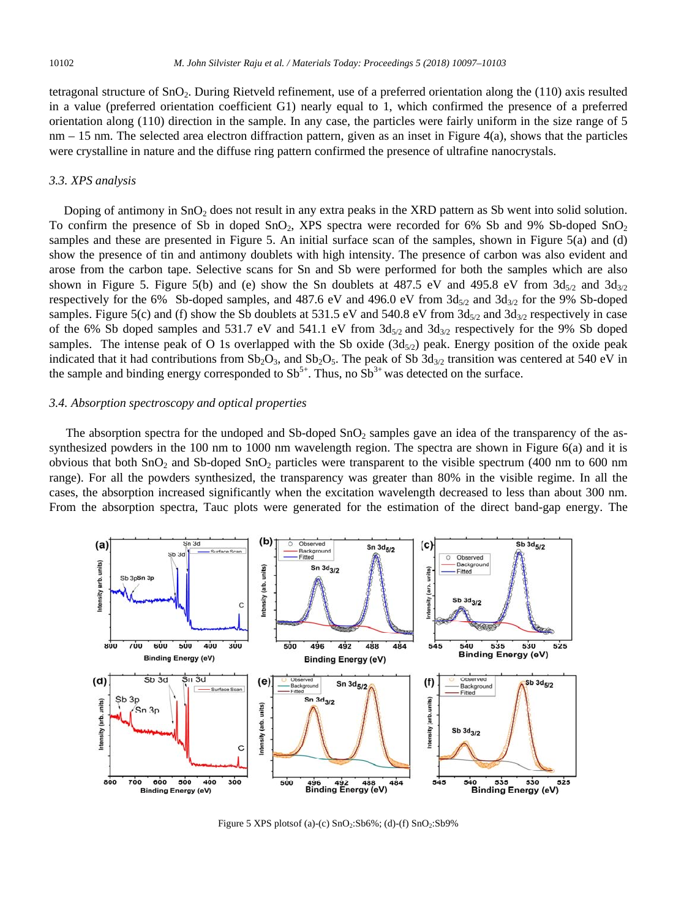tetragonal structure of $SnO_2$. During Rietveld refinement, use of a preferred orientation along the (110) axis resulted in a value (preferred orientation coefficient G1) nearly equal to 1, which confirmed the presence of a preferred orientation along (110) direction in the sample. In any case, the particles were fairly uniform in the size range of 5 nm – 15 nm. The selected area electron diffraction pattern, given as an inset in Figure 4(a), shows that the particles were crystalline in nature and the diffuse ring pattern confirmed the presence of ultrafine nanocrystals.

### 3.3. XPS analysis

Doping of antimony in $SnO_2$ does not result in any extra peaks in the XRD pattern as Sb went into solid solution. To confirm the presence of Sb in doped $SnO_2$, XPS spectra were recorded for 6% Sb and 9% Sb-doped $SnO_2$ samples and these are presented in Figure 5. An initial surface scan of the samples, shown in Figure 5(a) and (d) show the presence of tin and antimony doublets with high intensity. The presence of carbon was also evident and arose from the carbon tape. Selective scans for Sn and Sb were performed for both the samples which are also shown in Figure 5. Figure 5(b) and (e) show the Sn doublets at 487.5 eV and 495.8 eV from $3d_{5/2}$ and $3d_{3/2}$ respectively for the 6% Sb-doped samples, and 487.6 eV and 496.0 eV from $3d_{5/2}$ and $3d_{3/2}$ for the 9% Sb-doped samples. Figure 5(c) and (f) show the Sb doublets at 531.5 eV and 540.8 eV from $3d_{5/2}$ and $3d_{3/2}$ respectively in case of the 6% Sb doped samples and 531.7 eV and 541.1 eV from $3d_{5/2}$ and $3d_{3/2}$ respectively for the 9% Sb doped samples. The intense peak of O 1s overlapped with the Sb oxide ($3d_{5/2}$) peak. Energy position of the oxide peak indicated that it had contributions from $Sb_2O_3$, and $Sb_2O_5$. The peak of Sb $3d_{3/2}$ transition was centered at 540 eV in the sample and binding energy corresponded to $Sb^{5+}$. Thus, no $Sb^{3+}$ was detected on the surface.

### 3.4. Absorption spectroscopy and optical properties

The absorption spectra for the undoped and Sb-doped $SnO_2$ samples gave an idea of the transparency of the as-synthesized powders in the 100 nm to 1000 nm wavelength region. The spectra are shown in Figure 6(a) and it is obvious that both $SnO_2$ and Sb-doped $SnO_2$ particles were transparent to the visible spectrum (400 nm to 600 nm range). For all the powders synthesized, the transparency was greater than 80% in the visible regime. In all the cases, the absorption increased significantly when the excitation wavelength decreased to less than about 300 nm. From the absorption spectra, Tauc plots were generated for the estimation of the direct band-gap energy. The

Figure 5 XPS plotsof (a)-(c) $SnO_2$:Sb6%; (d)-(f) $SnO_2$:Sb9%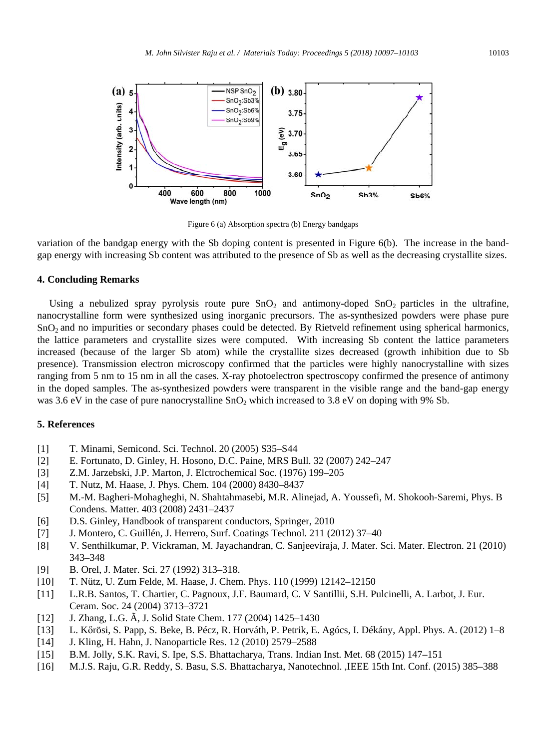(a)

Intensity (arb. units)

5
4
3
2
1
0

400 600 800 1000

Wave length (nm)

NSP $SnO_2$
$SnO_2$:Sb3%
$SnO_2$:Sb6%
$SnO_2$:Sb9%

(b)

$E_g$ (eV)

3.80
3.75
3.70
3.65
3.60

$SnO_2$ Sb3% Sb6%

Figure 6 (a) Absorption spectra (b) Energy bandgaps

variation of the bandgap energy with the Sb doping content is presented in Figure 6(b). The increase in the band-gap energy with increasing Sb content was attributed to the presence of Sb as well as the decreasing crystallite sizes.

## 4. Concluding Remarks

Using a nebulized spray pyrolysis route pure $SnO_2$ and antimony-doped $SnO_2$ particles in the ultrafine, nanocrystalline form were synthesized using inorganic precursors. The as-synthesized powders were phase pure $SnO_2$ and no impurities or secondary phases could be detected. By Rietveld refinement using spherical harmonics, the lattice parameters and crystallite sizes were computed. With increasing Sb content the lattice parameters increased (because of the larger Sb atom) while the crystallite sizes decreased (growth inhibition due to Sb presence). Transmission electron microscopy confirmed that the particles were highly nanocrystalline with sizes ranging from 5 nm to 15 nm in all the cases. X-ray photoelectron spectroscopy confirmed the presence of antimony in the doped samples. The as-synthesized powders were transparent in the visible range and the band-gap energy was 3.6 eV in the case of pure nanocrystalline $SnO_2$ which increased to 3.8 eV on doping with 9% Sb.

## 5. References

[1] T. Minami, Semicond. Sci. Technol. 20 (2005) S35–S44

[2] E. Fortunato, D. Ginley, H. Hosono, D.C. Paine, MRS Bull. 32 (2007) 242–247

[3] Z.M. Jarzebski, J.P. Marton, J. Elctrochemical Soc. (1976) 199–205

[4] T. Nutz, M. Haase, J. Phys. Chem. 104 (2000) 8430–8437

[5] M.-M. Bagheri-Mohagheghi, N. Shahtahmasebi, M.R. Alinejad, A. Youssefi, M. Shokooh-Saremi, Phys. B Condens. Matter. 403 (2008) 2431–2437

[6] D.S. Ginley, Handbook of transparent conductors, Springer, 2010

[7] J. Montero, C. Guillén, J. Herrero, Surf. Coatings Technol. 211 (2012) 37–40

[8] V. Senthilkumar, P. Vickraman, M. Jayachandran, C. Sanjeeviraja, J. Mater. Sci. Mater. Electron. 21 (2010) 343–348

[9] B. Orel, J. Mater. Sci. 27 (1992) 313–318.

[10] T. Nütz, U. Zum Felde, M. Haase, J. Chem. Phys. 110 (1999) 12142–12150

[11] L.R.B. Santos, T. Chartier, C. Pagnoux, J.F. Baumard, C. V Santillii, S.H. Pulcinelli, A. Larbot, J. Eur. Ceram. Soc. 24 (2004) 3713–3721

[12] J. Zhang, L.G. Ã, J. Solid State Chem. 177 (2004) 1425–1430

[13] L. Kőrösi, S. Papp, S. Beke, B. Pécz, R. Horváth, P. Petrik, E. Agócs, I. Dékány, Appl. Phys. A. (2012) 1–8

[14] J. Kling, H. Hahn, J. Nanoparticle Res. 12 (2010) 2579–2588

[15] B.M. Jolly, S.K. Ravi, S. Ipe, S.S. Bhattacharya, Trans. Indian Inst. Met. 68 (2015) 147–151

[16] M.J.S. Raju, G.R. Reddy, S. Basu, S.S. Bhattacharya, Nanotechnol. ,IEEE 15th Int. Conf. (2015) 385–388